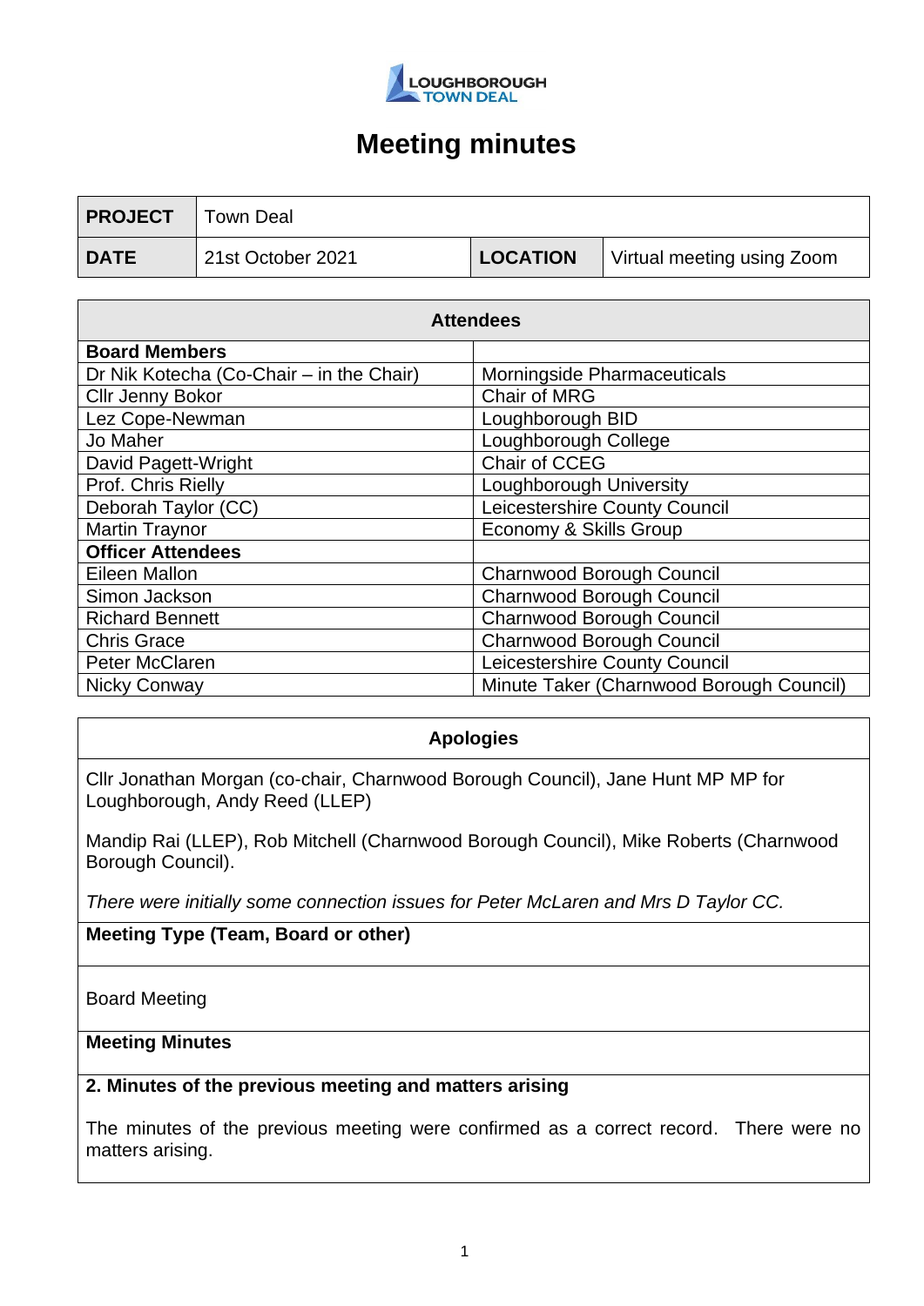# Meeting minutes

| PROJECT | Town Deal | | |
|---|---|---|---|
| DATE | 21st October 2021 | LOCATION | Virtual meeting using Zoom |

| Attendees | |
|---|---|
| **Board Members** | |
| Dr Nik Kotecha (Co-Chair – in the Chair) | Morningside Pharmaceuticals |
| Cllr Jenny Bokor | Chair of MRG |
| Lez Cope-Newman | Loughborough BID |
| Jo Maher | Loughborough College |
| David Pagett-Wright | Chair of CCEG |
| Prof. Chris Rielly | Loughborough University |
| Deborah Taylor (CC) | Leicestershire County Council |
| Martin Traynor | Economy & Skills Group |
| **Officer Attendees** | |
| Eileen Mallon | Charnwood Borough Council |
| Simon Jackson | Charnwood Borough Council |
| Richard Bennett | Charnwood Borough Council |
| Chris Grace | Charnwood Borough Council |
| Peter McClaren | Leicestershire County Council |
| Nicky Conway | Minute Taker (Charnwood Borough Council) |

**Apologies**

Cllr Jonathan Morgan (co-chair, Charnwood Borough Council), Jane Hunt MP MP for Loughborough, Andy Reed (LLEP)

Mandip Rai (LLEP), Rob Mitchell (Charnwood Borough Council), Mike Roberts (Charnwood Borough Council).

*There were initially some connection issues for Peter McLaren and Mrs D Taylor CC.*

**Meeting Type (Team, Board or other)**

Board Meeting

**Meeting Minutes**

**2. Minutes of the previous meeting and matters arising**

The minutes of the previous meeting were confirmed as a correct record. There were no matters arising.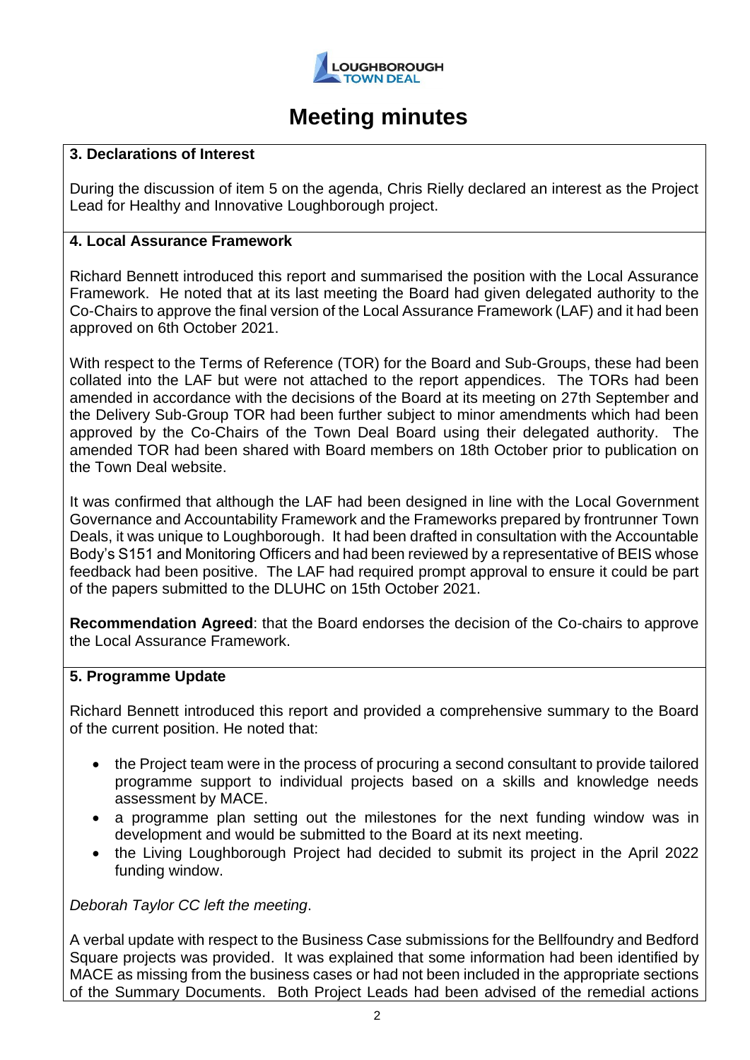# Meeting minutes

### 3. Declarations of Interest

During the discussion of item 5 on the agenda, Chris Rielly declared an interest as the Project Lead for Healthy and Innovative Loughborough project.

### 4. Local Assurance Framework

Richard Bennett introduced this report and summarised the position with the Local Assurance Framework. He noted that at its last meeting the Board had given delegated authority to the Co-Chairs to approve the final version of the Local Assurance Framework (LAF) and it had been approved on 6th October 2021.

With respect to the Terms of Reference (TOR) for the Board and Sub-Groups, these had been collated into the LAF but were not attached to the report appendices. The TORs had been amended in accordance with the decisions of the Board at its meeting on 27th September and the Delivery Sub-Group TOR had been further subject to minor amendments which had been approved by the Co-Chairs of the Town Deal Board using their delegated authority. The amended TOR had been shared with Board members on 18th October prior to publication on the Town Deal website.

It was confirmed that although the LAF had been designed in line with the Local Government Governance and Accountability Framework and the Frameworks prepared by frontrunner Town Deals, it was unique to Loughborough. It had been drafted in consultation with the Accountable Body's S151 and Monitoring Officers and had been reviewed by a representative of BEIS whose feedback had been positive. The LAF had required prompt approval to ensure it could be part of the papers submitted to the DLUHC on 15th October 2021.

**Recommendation Agreed**: that the Board endorses the decision of the Co-chairs to approve the Local Assurance Framework.

### 5. Programme Update

Richard Bennett introduced this report and provided a comprehensive summary to the Board of the current position. He noted that:

- the Project team were in the process of procuring a second consultant to provide tailored programme support to individual projects based on a skills and knowledge needs assessment by MACE.
- a programme plan setting out the milestones for the next funding window was in development and would be submitted to the Board at its next meeting.
- the Living Loughborough Project had decided to submit its project in the April 2022 funding window.

*Deborah Taylor CC left the meeting*.

A verbal update with respect to the Business Case submissions for the Bellfoundry and Bedford Square projects was provided. It was explained that some information had been identified by MACE as missing from the business cases or had not been included in the appropriate sections of the Summary Documents. Both Project Leads had been advised of the remedial actions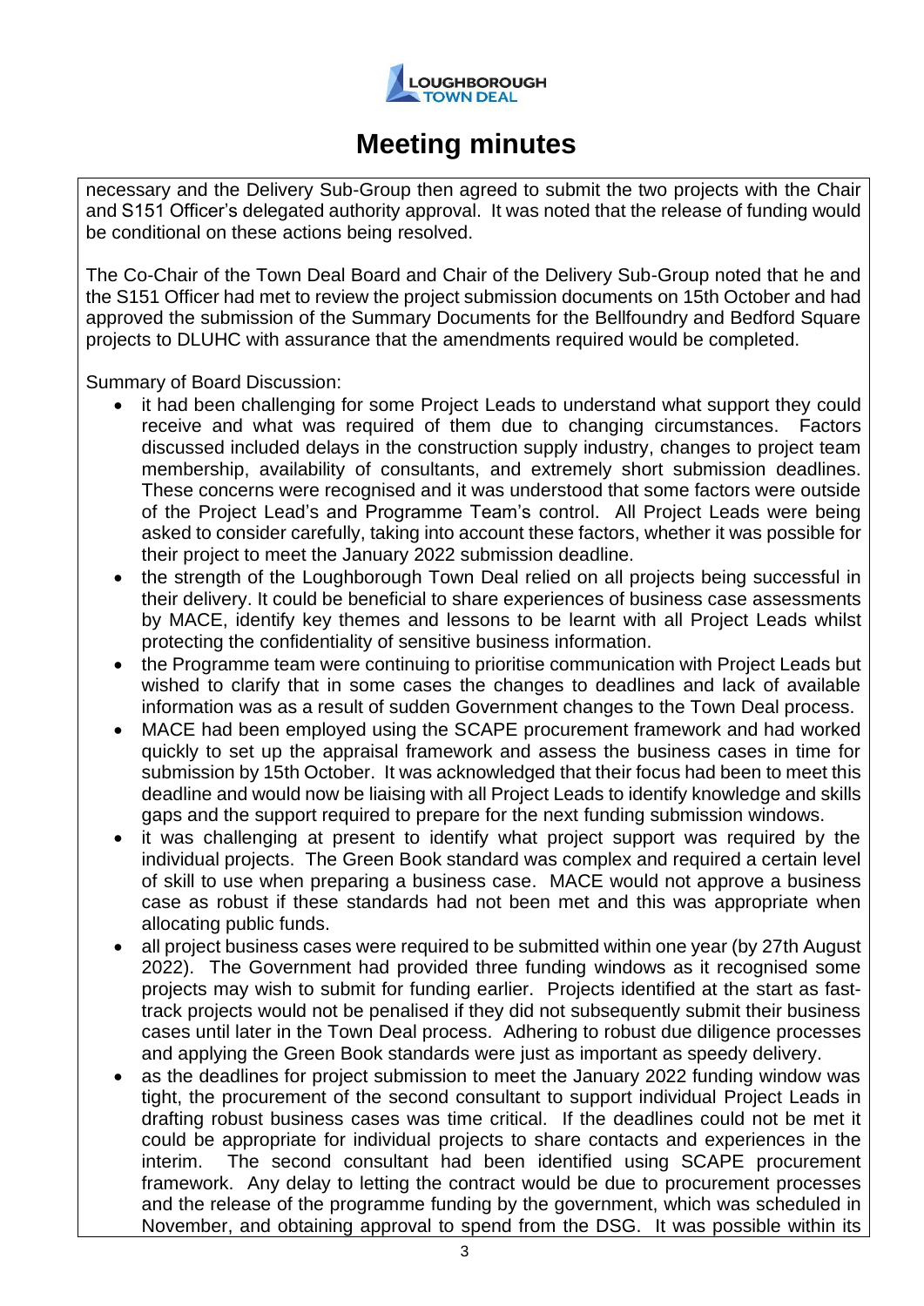# Meeting minutes

necessary and the Delivery Sub-Group then agreed to submit the two projects with the Chair and S151 Officer's delegated authority approval. It was noted that the release of funding would be conditional on these actions being resolved.

The Co-Chair of the Town Deal Board and Chair of the Delivery Sub-Group noted that he and the S151 Officer had met to review the project submission documents on 15th October and had approved the submission of the Summary Documents for the Bellfoundry and Bedford Square projects to DLUHC with assurance that the amendments required would be completed.

Summary of Board Discussion:

- it had been challenging for some Project Leads to understand what support they could receive and what was required of them due to changing circumstances. Factors discussed included delays in the construction supply industry, changes to project team membership, availability of consultants, and extremely short submission deadlines. These concerns were recognised and it was understood that some factors were outside of the Project Lead's and Programme Team's control. All Project Leads were being asked to consider carefully, taking into account these factors, whether it was possible for their project to meet the January 2022 submission deadline.
- the strength of the Loughborough Town Deal relied on all projects being successful in their delivery. It could be beneficial to share experiences of business case assessments by MACE, identify key themes and lessons to be learnt with all Project Leads whilst protecting the confidentiality of sensitive business information.
- the Programme team were continuing to prioritise communication with Project Leads but wished to clarify that in some cases the changes to deadlines and lack of available information was as a result of sudden Government changes to the Town Deal process.
- MACE had been employed using the SCAPE procurement framework and had worked quickly to set up the appraisal framework and assess the business cases in time for submission by 15th October. It was acknowledged that their focus had been to meet this deadline and would now be liaising with all Project Leads to identify knowledge and skills gaps and the support required to prepare for the next funding submission windows.
- it was challenging at present to identify what project support was required by the individual projects. The Green Book standard was complex and required a certain level of skill to use when preparing a business case. MACE would not approve a business case as robust if these standards had not been met and this was appropriate when allocating public funds.
- all project business cases were required to be submitted within one year (by 27th August 2022). The Government had provided three funding windows as it recognised some projects may wish to submit for funding earlier. Projects identified at the start as fast-track projects would not be penalised if they did not subsequently submit their business cases until later in the Town Deal process. Adhering to robust due diligence processes and applying the Green Book standards were just as important as speedy delivery.
- as the deadlines for project submission to meet the January 2022 funding window was tight, the procurement of the second consultant to support individual Project Leads in drafting robust business cases was time critical. If the deadlines could not be met it could be appropriate for individual projects to share contacts and experiences in the interim. The second consultant had been identified using SCAPE procurement framework. Any delay to letting the contract would be due to procurement processes and the release of the programme funding by the government, which was scheduled in November, and obtaining approval to spend from the DSG. It was possible within its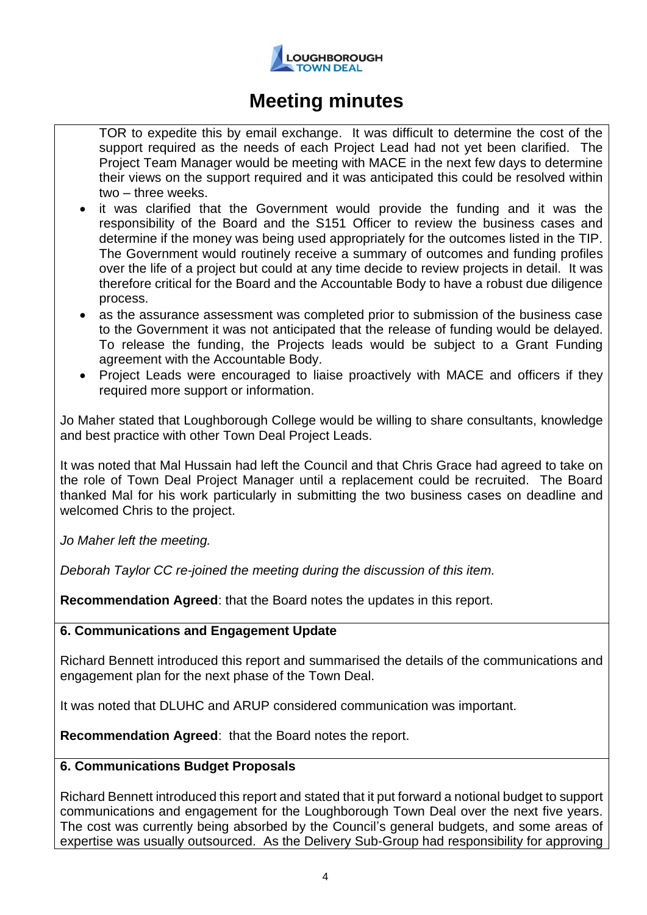# Meeting minutes

TOR to expedite this by email exchange. It was difficult to determine the cost of the support required as the needs of each Project Lead had not yet been clarified. The Project Team Manager would be meeting with MACE in the next few days to determine their views on the support required and it was anticipated this could be resolved within two – three weeks.

- it was clarified that the Government would provide the funding and it was the responsibility of the Board and the S151 Officer to review the business cases and determine if the money was being used appropriately for the outcomes listed in the TIP. The Government would routinely receive a summary of outcomes and funding profiles over the life of a project but could at any time decide to review projects in detail. It was therefore critical for the Board and the Accountable Body to have a robust due diligence process.
- as the assurance assessment was completed prior to submission of the business case to the Government it was not anticipated that the release of funding would be delayed. To release the funding, the Projects leads would be subject to a Grant Funding agreement with the Accountable Body.
- Project Leads were encouraged to liaise proactively with MACE and officers if they required more support or information.

Jo Maher stated that Loughborough College would be willing to share consultants, knowledge and best practice with other Town Deal Project Leads.

It was noted that Mal Hussain had left the Council and that Chris Grace had agreed to take on the role of Town Deal Project Manager until a replacement could be recruited. The Board thanked Mal for his work particularly in submitting the two business cases on deadline and welcomed Chris to the project.

*Jo Maher left the meeting.*

*Deborah Taylor CC re-joined the meeting during the discussion of this item.*

**Recommendation Agreed**: that the Board notes the updates in this report.

**6. Communications and Engagement Update**

Richard Bennett introduced this report and summarised the details of the communications and engagement plan for the next phase of the Town Deal.

It was noted that DLUHC and ARUP considered communication was important.

**Recommendation Agreed**: that the Board notes the report.

**6. Communications Budget Proposals**

Richard Bennett introduced this report and stated that it put forward a notional budget to support communications and engagement for the Loughborough Town Deal over the next five years. The cost was currently being absorbed by the Council's general budgets, and some areas of expertise was usually outsourced. As the Delivery Sub-Group had responsibility for approving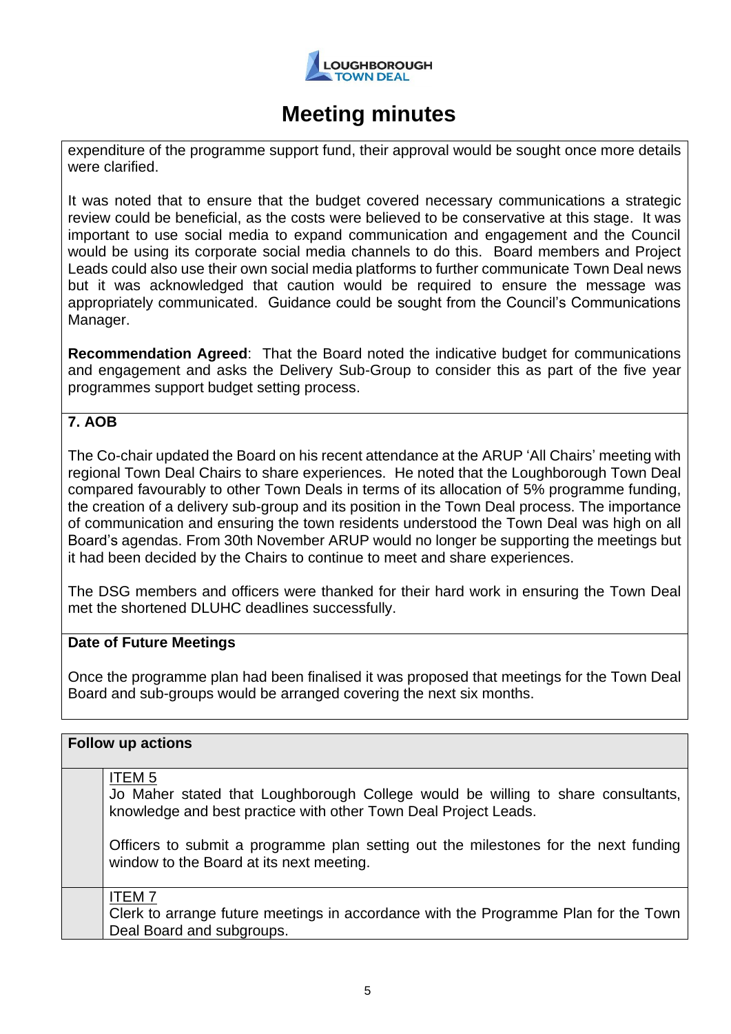# Meeting minutes

expenditure of the programme support fund, their approval would be sought once more details were clarified.

It was noted that to ensure that the budget covered necessary communications a strategic review could be beneficial, as the costs were believed to be conservative at this stage. It was important to use social media to expand communication and engagement and the Council would be using its corporate social media channels to do this. Board members and Project Leads could also use their own social media platforms to further communicate Town Deal news but it was acknowledged that caution would be required to ensure the message was appropriately communicated. Guidance could be sought from the Council's Communications Manager.

**Recommendation Agreed**: That the Board noted the indicative budget for communications and engagement and asks the Delivery Sub-Group to consider this as part of the five year programmes support budget setting process.

**7. AOB**

The Co-chair updated the Board on his recent attendance at the ARUP 'All Chairs' meeting with regional Town Deal Chairs to share experiences. He noted that the Loughborough Town Deal compared favourably to other Town Deals in terms of its allocation of 5% programme funding, the creation of a delivery sub-group and its position in the Town Deal process. The importance of communication and ensuring the town residents understood the Town Deal was high on all Board's agendas. From 30th November ARUP would no longer be supporting the meetings but it had been decided by the Chairs to continue to meet and share experiences.

The DSG members and officers were thanked for their hard work in ensuring the Town Deal met the shortened DLUHC deadlines successfully.

**Date of Future Meetings**

Once the programme plan had been finalised it was proposed that meetings for the Town Deal Board and sub-groups would be arranged covering the next six months.

| **Follow up actions** | |
|---|---|
| | ITEM 5<br>Jo Maher stated that Loughborough College would be willing to share consultants, knowledge and best practice with other Town Deal Project Leads.<br><br>Officers to submit a programme plan setting out the milestones for the next funding window to the Board at its next meeting. |
| | ITEM 7<br>Clerk to arrange future meetings in accordance with the Programme Plan for the Town Deal Board and subgroups. |